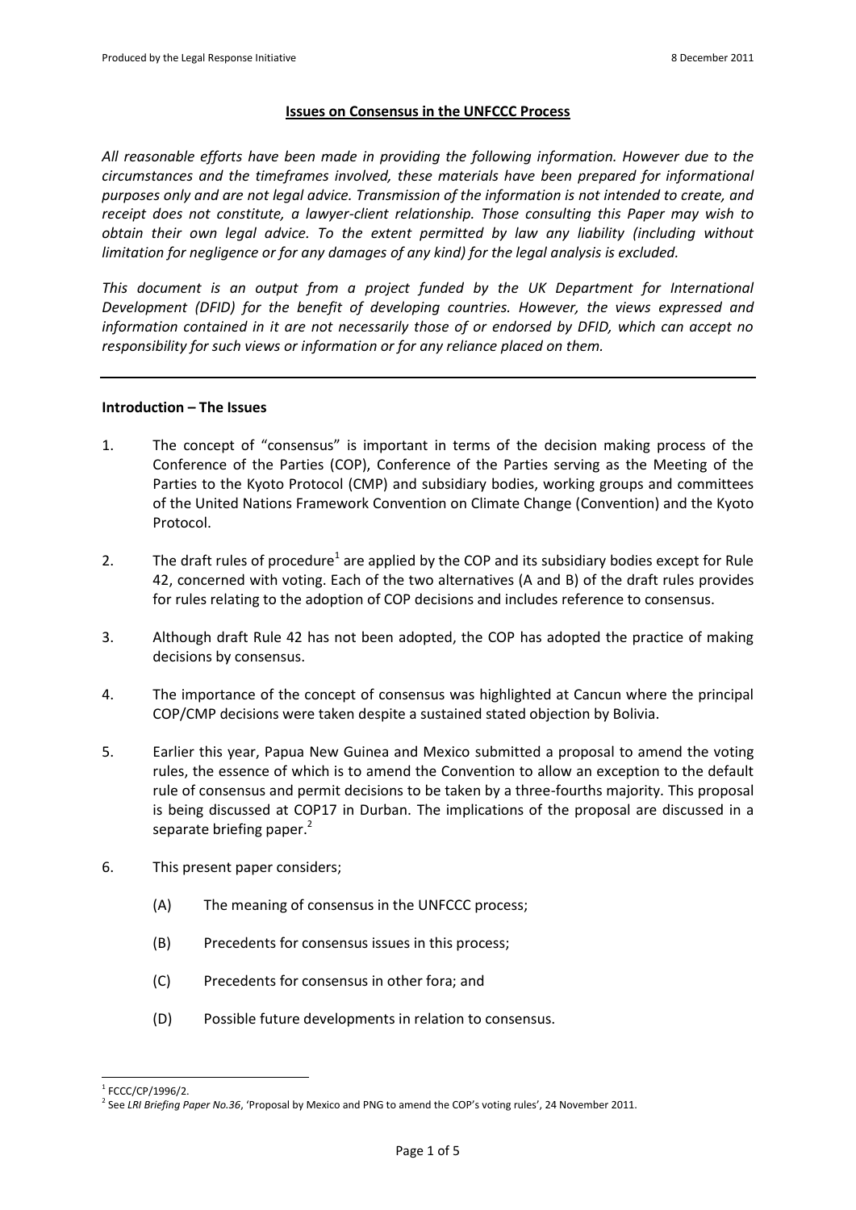## Issues on Consensus in the UNFCCC Process

*All reasonable efforts have been made in providing the following information. However due to the circumstances and the timeframes involved, these materials have been prepared for informational purposes only and are not legal advice. Transmission of the information is not intended to create, and receipt does not constitute, a lawyer-client relationship. Those consulting this Paper may wish to obtain their own legal advice. To the extent permitted by law any liability (including without limitation for negligence or for any damages of any kind) for the legal analysis is excluded.*

*This document is an output from a project funded by the UK Department for International Development (DFID) for the benefit of developing countries. However, the views expressed and information contained in it are not necessarily those of or endorsed by DFID, which can accept no responsibility for such views or information or for any reliance placed on them.*

---

### Introduction – The Issues

1. The concept of "consensus" is important in terms of the decision making process of the Conference of the Parties (COP), Conference of the Parties serving as the Meeting of the Parties to the Kyoto Protocol (CMP) and subsidiary bodies, working groups and committees of the United Nations Framework Convention on Climate Change (Convention) and the Kyoto Protocol.

2. The draft rules of procedure[1] are applied by the COP and its subsidiary bodies except for Rule 42, concerned with voting. Each of the two alternatives (A and B) of the draft rules provides for rules relating to the adoption of COP decisions and includes reference to consensus.

3. Although draft Rule 42 has not been adopted, the COP has adopted the practice of making decisions by consensus.

4. The importance of the concept of consensus was highlighted at Cancun where the principal COP/CMP decisions were taken despite a sustained stated objection by Bolivia.

5. Earlier this year, Papua New Guinea and Mexico submitted a proposal to amend the voting rules, the essence of which is to amend the Convention to allow an exception to the default rule of consensus and permit decisions to be taken by a three-fourths majority. This proposal is being discussed at COP17 in Durban. The implications of the proposal are discussed in a separate briefing paper.[2]

6. This present paper considers;

   (A) The meaning of consensus in the UNFCCC process;

   (B) Precedents for consensus issues in this process;

   (C) Precedents for consensus in other fora; and

   (D) Possible future developments in relation to consensus.

---

[1] FCCC/CP/1996/2.

[2] See *LRI Briefing Paper No.36*, 'Proposal by Mexico and PNG to amend the COP's voting rules', 24 November 2011.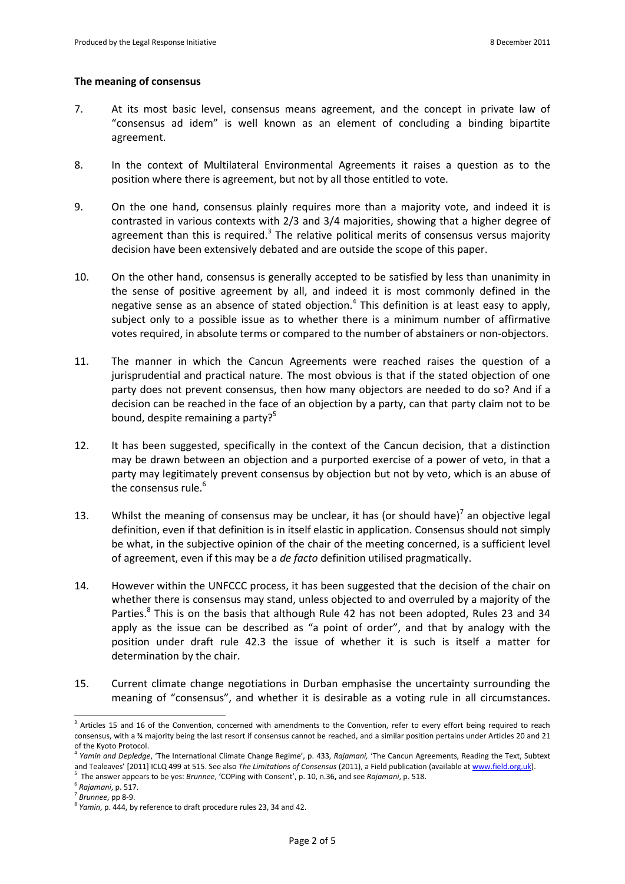**The meaning of consensus**

7. At its most basic level, consensus means agreement, and the concept in private law of "consensus ad idem" is well known as an element of concluding a binding bipartite agreement.

8. In the context of Multilateral Environmental Agreements it raises a question as to the position where there is agreement, but not by all those entitled to vote.

9. On the one hand, consensus plainly requires more than a majority vote, and indeed it is contrasted in various contexts with 2/3 and 3/4 majorities, showing that a higher degree of agreement than this is required.[3] The relative political merits of consensus versus majority decision have been extensively debated and are outside the scope of this paper.

10. On the other hand, consensus is generally accepted to be satisfied by less than unanimity in the sense of positive agreement by all, and indeed it is most commonly defined in the negative sense as an absence of stated objection.[4] This definition is at least easy to apply, subject only to a possible issue as to whether there is a minimum number of affirmative votes required, in absolute terms or compared to the number of abstainers or non-objectors.

11. The manner in which the Cancun Agreements were reached raises the question of a jurisprudential and practical nature. The most obvious is that if the stated objection of one party does not prevent consensus, then how many objectors are needed to do so? And if a decision can be reached in the face of an objection by a party, can that party claim not to be bound, despite remaining a party?[5]

12. It has been suggested, specifically in the context of the Cancun decision, that a distinction may be drawn between an objection and a purported exercise of a power of veto, in that a party may legitimately prevent consensus by objection but not by veto, which is an abuse of the consensus rule.[6]

13. Whilst the meaning of consensus may be unclear, it has (or should have)[7] an objective legal definition, even if that definition is in itself elastic in application. Consensus should not simply be what, in the subjective opinion of the chair of the meeting concerned, is a sufficient level of agreement, even if this may be a *de facto* definition utilised pragmatically.

14. However within the UNFCCC process, it has been suggested that the decision of the chair on whether there is consensus may stand, unless objected to and overruled by a majority of the Parties.[8] This is on the basis that although Rule 42 has not been adopted, Rules 23 and 34 apply as the issue can be described as "a point of order", and that by analogy with the position under draft rule 42.3 the issue of whether it is such is itself a matter for determination by the chair.

15. Current climate change negotiations in Durban emphasise the uncertainty surrounding the meaning of "consensus", and whether it is desirable as a voting rule in all circumstances.

---

[3] Articles 15 and 16 of the Convention, concerned with amendments to the Convention, refer to every effort being required to reach consensus, with a ¾ majority being the last resort if consensus cannot be reached, and a similar position pertains under Articles 20 and 21 of the Kyoto Protocol.

[4] *Yamin and Depledge*, 'The International Climate Change Regime', p. 433, *Rajamani*, 'The Cancun Agreements, Reading the Text, Subtext and Tealeaves' [2011] ICLQ 499 at 515. See also *The Limitations of Consensus* (2011), a Field publication (available at www.field.org.uk).

[5] The answer appears to be yes: *Brunnee*, 'COPing with Consent', p. 10, n.36**,** and see *Rajamani*, p. 518.

[6] *Rajamani*, p. 517.

[7] *Brunnee*, pp 8-9.

[8] *Yamin*, p. 444, by reference to draft procedure rules 23, 34 and 42.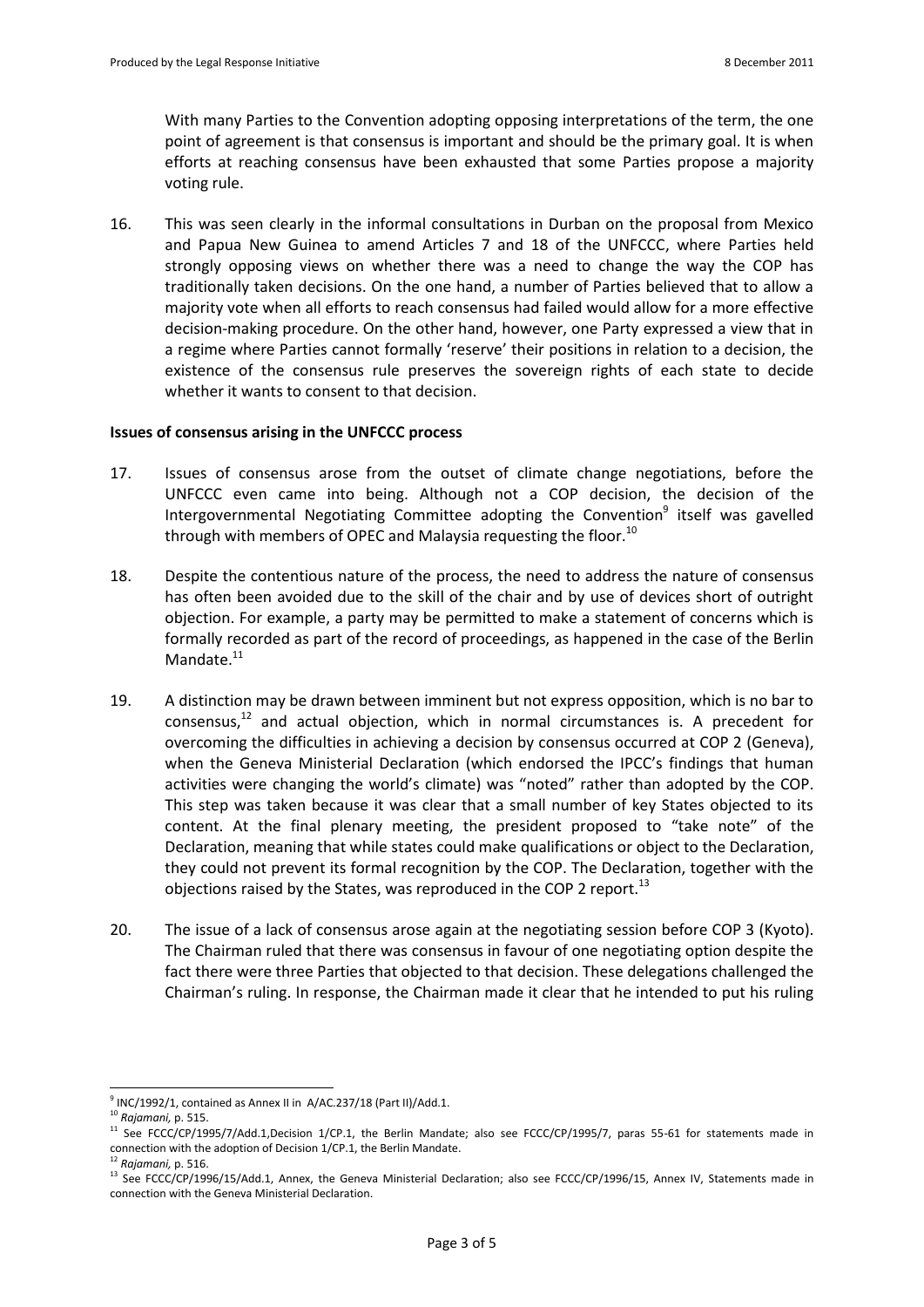With many Parties to the Convention adopting opposing interpretations of the term, the one point of agreement is that consensus is important and should be the primary goal. It is when efforts at reaching consensus have been exhausted that some Parties propose a majority voting rule.

16. This was seen clearly in the informal consultations in Durban on the proposal from Mexico and Papua New Guinea to amend Articles 7 and 18 of the UNFCCC, where Parties held strongly opposing views on whether there was a need to change the way the COP has traditionally taken decisions. On the one hand, a number of Parties believed that to allow a majority vote when all efforts to reach consensus had failed would allow for a more effective decision-making procedure. On the other hand, however, one Party expressed a view that in a regime where Parties cannot formally 'reserve' their positions in relation to a decision, the existence of the consensus rule preserves the sovereign rights of each state to decide whether it wants to consent to that decision.

**Issues of consensus arising in the UNFCCC process**

17. Issues of consensus arose from the outset of climate change negotiations, before the UNFCCC even came into being. Although not a COP decision, the decision of the Intergovernmental Negotiating Committee adopting the Convention[9] itself was gavelled through with members of OPEC and Malaysia requesting the floor.[10]

18. Despite the contentious nature of the process, the need to address the nature of consensus has often been avoided due to the skill of the chair and by use of devices short of outright objection. For example, a party may be permitted to make a statement of concerns which is formally recorded as part of the record of proceedings, as happened in the case of the Berlin Mandate.[11]

19. A distinction may be drawn between imminent but not express opposition, which is no bar to consensus,[12] and actual objection, which in normal circumstances is. A precedent for overcoming the difficulties in achieving a decision by consensus occurred at COP 2 (Geneva), when the Geneva Ministerial Declaration (which endorsed the IPCC's findings that human activities were changing the world's climate) was "noted" rather than adopted by the COP. This step was taken because it was clear that a small number of key States objected to its content. At the final plenary meeting, the president proposed to "take note" of the Declaration, meaning that while states could make qualifications or object to the Declaration, they could not prevent its formal recognition by the COP. The Declaration, together with the objections raised by the States, was reproduced in the COP 2 report.[13]

20. The issue of a lack of consensus arose again at the negotiating session before COP 3 (Kyoto). The Chairman ruled that there was consensus in favour of one negotiating option despite the fact there were three Parties that objected to that decision. These delegations challenged the Chairman's ruling. In response, the Chairman made it clear that he intended to put his ruling

---

[9] INC/1992/1, contained as Annex II in A/AC.237/18 (Part II)/Add.1.

[10] *Rajamani,* p. 515.

[11] See FCCC/CP/1995/7/Add.1,Decision 1/CP.1, the Berlin Mandate; also see FCCC/CP/1995/7, paras 55-61 for statements made in connection with the adoption of Decision 1/CP.1, the Berlin Mandate.

[12] *Rajamani,* p. 516.

[13] See FCCC/CP/1996/15/Add.1, Annex, the Geneva Ministerial Declaration; also see FCCC/CP/1996/15, Annex IV, Statements made in connection with the Geneva Ministerial Declaration.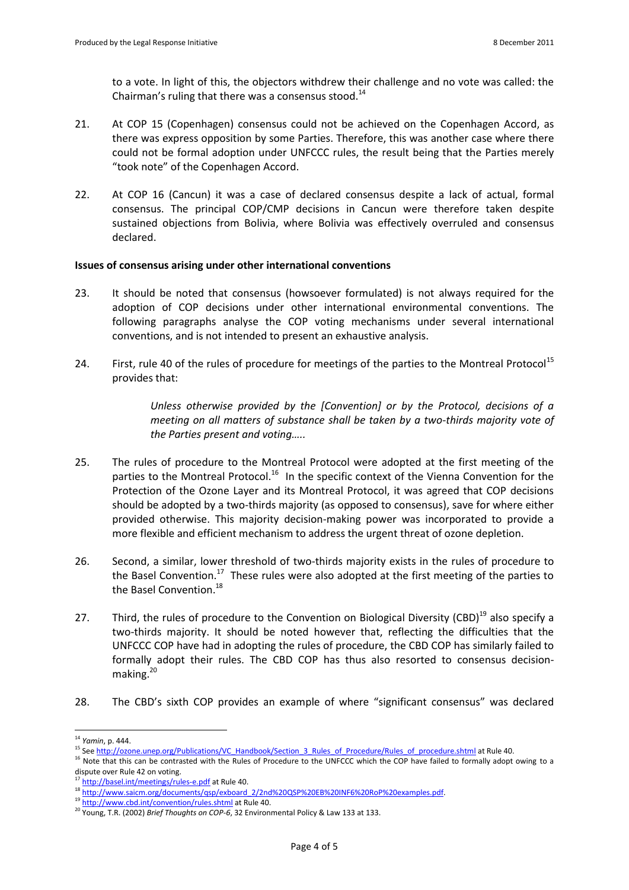to a vote. In light of this, the objectors withdrew their challenge and no vote was called: the Chairman's ruling that there was a consensus stood.[14]

21. At COP 15 (Copenhagen) consensus could not be achieved on the Copenhagen Accord, as there was express opposition by some Parties. Therefore, this was another case where there could not be formal adoption under UNFCCC rules, the result being that the Parties merely "took note" of the Copenhagen Accord.

22. At COP 16 (Cancun) it was a case of declared consensus despite a lack of actual, formal consensus. The principal COP/CMP decisions in Cancun were therefore taken despite sustained objections from Bolivia, where Bolivia was effectively overruled and consensus declared.

**Issues of consensus arising under other international conventions**

23. It should be noted that consensus (howsoever formulated) is not always required for the adoption of COP decisions under other international environmental conventions. The following paragraphs analyse the COP voting mechanisms under several international conventions, and is not intended to present an exhaustive analysis.

24. First, rule 40 of the rules of procedure for meetings of the parties to the Montreal Protocol[15] provides that:

> *Unless otherwise provided by the [Convention] or by the Protocol, decisions of a meeting on all matters of substance shall be taken by a two-thirds majority vote of the Parties present and voting…..*

25. The rules of procedure to the Montreal Protocol were adopted at the first meeting of the parties to the Montreal Protocol.[16] In the specific context of the Vienna Convention for the Protection of the Ozone Layer and its Montreal Protocol, it was agreed that COP decisions should be adopted by a two-thirds majority (as opposed to consensus), save for where either provided otherwise. This majority decision-making power was incorporated to provide a more flexible and efficient mechanism to address the urgent threat of ozone depletion.

26. Second, a similar, lower threshold of two-thirds majority exists in the rules of procedure to the Basel Convention.[17] These rules were also adopted at the first meeting of the parties to the Basel Convention.[18]

27. Third, the rules of procedure to the Convention on Biological Diversity (CBD)[19] also specify a two-thirds majority. It should be noted however that, reflecting the difficulties that the UNFCCC COP have had in adopting the rules of procedure, the CBD COP has similarly failed to formally adopt their rules. The CBD COP has thus also resorted to consensus decision-making.[20]

28. The CBD's sixth COP provides an example of where "significant consensus" was declared

---

[14] *Yamin*, p. 444.

[15] See http://ozone.unep.org/Publications/VC_Handbook/Section_3_Rules_of_Procedure/Rules_of_procedure.shtml at Rule 40.

[16] Note that this can be contrasted with the Rules of Procedure to the UNFCCC which the COP have failed to formally adopt owing to a dispute over Rule 42 on voting.

[17] http://basel.int/meetings/rules-e.pdf at Rule 40.

[18] http://www.saicm.org/documents/qsp/exboard_2/2nd%20QSP%20EB%20INF6%20RoP%20examples.pdf.

[19] http://www.cbd.int/convention/rules.shtml at Rule 40.

[20] Young, T.R. (2002) *Brief Thoughts on COP-6*, 32 Environmental Policy & Law 133 at 133.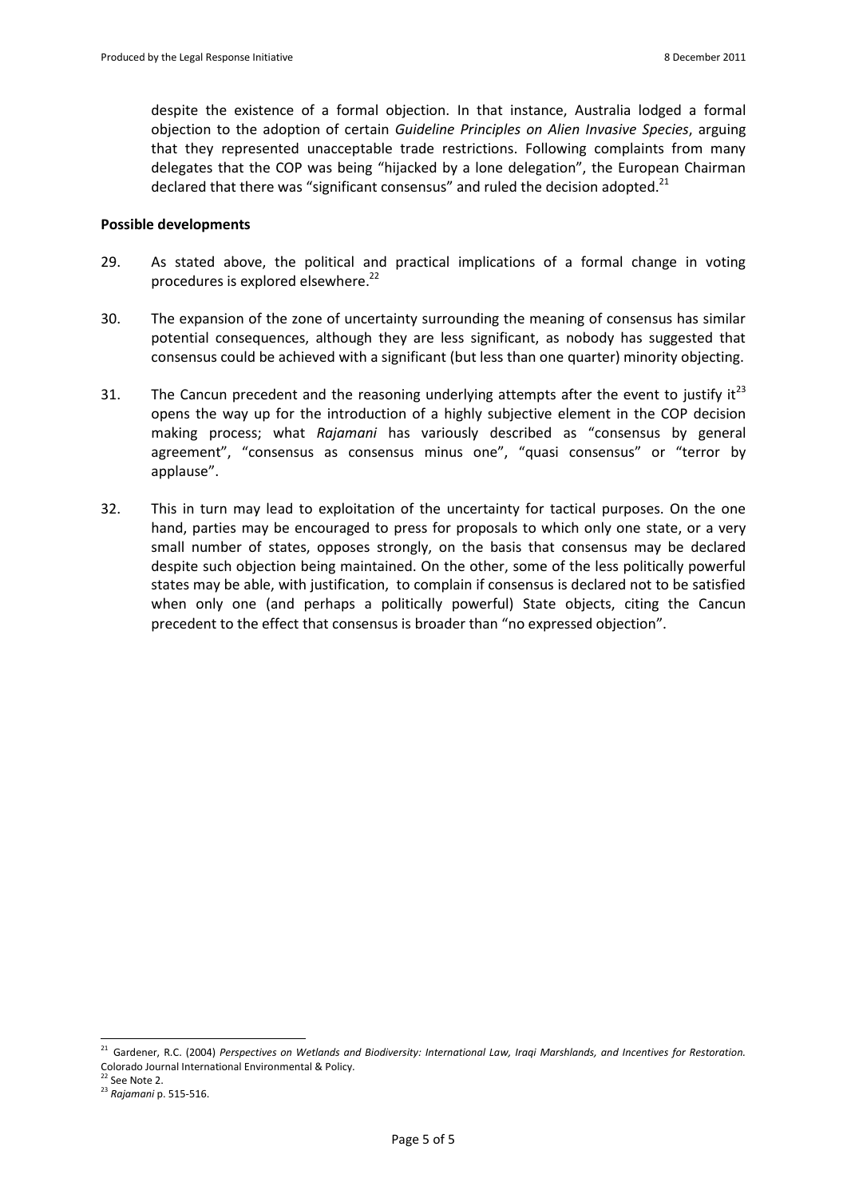despite the existence of a formal objection. In that instance, Australia lodged a formal objection to the adoption of certain *Guideline Principles on Alien Invasive Species*, arguing that they represented unacceptable trade restrictions. Following complaints from many delegates that the COP was being "hijacked by a lone delegation", the European Chairman declared that there was "significant consensus" and ruled the decision adopted.[21]

**Possible developments**

29. As stated above, the political and practical implications of a formal change in voting procedures is explored elsewhere.[22]

30. The expansion of the zone of uncertainty surrounding the meaning of consensus has similar potential consequences, although they are less significant, as nobody has suggested that consensus could be achieved with a significant (but less than one quarter) minority objecting.

31. The Cancun precedent and the reasoning underlying attempts after the event to justify it[23] opens the way up for the introduction of a highly subjective element in the COP decision making process; what *Rajamani* has variously described as "consensus by general agreement", "consensus as consensus minus one", "quasi consensus" or "terror by applause".

32. This in turn may lead to exploitation of the uncertainty for tactical purposes. On the one hand, parties may be encouraged to press for proposals to which only one state, or a very small number of states, opposes strongly, on the basis that consensus may be declared despite such objection being maintained. On the other, some of the less politically powerful states may be able, with justification, to complain if consensus is declared not to be satisfied when only one (and perhaps a politically powerful) State objects, citing the Cancun precedent to the effect that consensus is broader than "no expressed objection".

---

[21] Gardener, R.C. (2004) *Perspectives on Wetlands and Biodiversity: International Law, Iraqi Marshlands, and Incentives for Restoration.* Colorado Journal International Environmental & Policy.

[22] See Note 2.

[23] *Rajamani* p. 515-516.